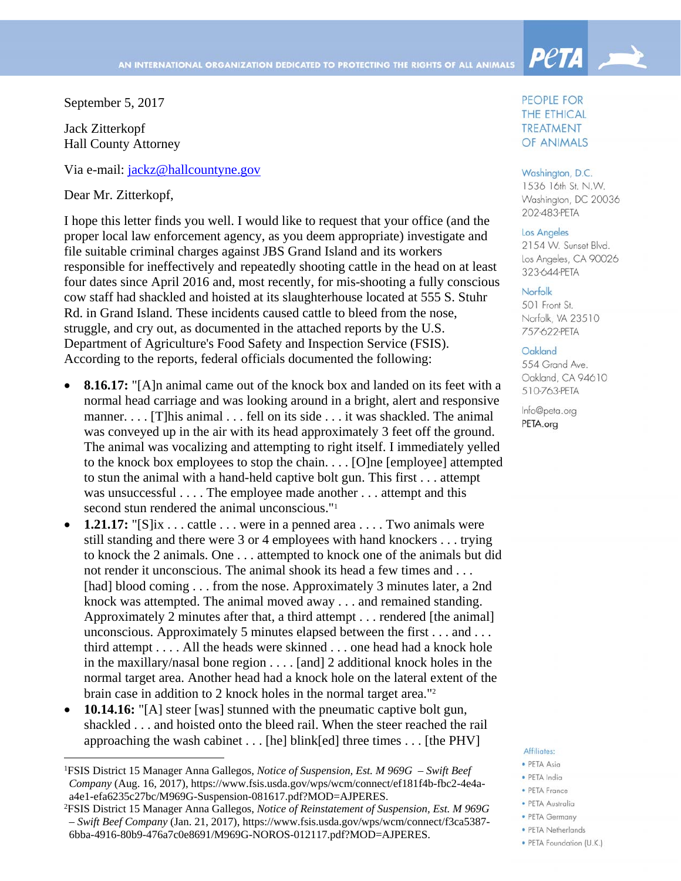September 5, 2017

Jack Zitterkopf
Hall County Attorney

Via e-mail: jackz@hallcountyne.gov

Dear Mr. Zitterkopf,

I hope this letter finds you well. I would like to request that your office (and the proper local law enforcement agency, as you deem appropriate) investigate and file suitable criminal charges against JBS Grand Island and its workers responsible for ineffectively and repeatedly shooting cattle in the head on at least four dates since April 2016 and, most recently, for mis-shooting a fully conscious cow staff had shackled and hoisted at its slaughterhouse located at 555 S. Stuhr Rd. in Grand Island. These incidents caused cattle to bleed from the nose, struggle, and cry out, as documented in the attached reports by the U.S. Department of Agriculture's Food Safety and Inspection Service (FSIS). According to the reports, federal officials documented the following:

- **8.16.17:** "[A]n animal came out of the knock box and landed on its feet with a normal head carriage and was looking around in a bright, alert and responsive manner. . . . [T]his animal . . . fell on its side . . . it was shackled. The animal was conveyed up in the air with its head approximately 3 feet off the ground. The animal was vocalizing and attempting to right itself. I immediately yelled to the knock box employees to stop the chain. . . . [O]ne [employee] attempted to stun the animal with a hand-held captive bolt gun. This first . . . attempt was unsuccessful . . . . The employee made another . . . attempt and this second stun rendered the animal unconscious."[1]
- **1.21.17:** "[S]ix . . . cattle . . . were in a penned area . . . . Two animals were still standing and there were 3 or 4 employees with hand knockers . . . trying to knock the 2 animals. One . . . attempted to knock one of the animals but did not render it unconscious. The animal shook its head a few times and . . . [had] blood coming . . . from the nose. Approximately 3 minutes later, a 2nd knock was attempted. The animal moved away . . . and remained standing. Approximately 2 minutes after that, a third attempt . . . rendered [the animal] unconscious. Approximately 5 minutes elapsed between the first . . . and . . . third attempt . . . . All the heads were skinned . . . one head had a knock hole in the maxillary/nasal bone region . . . . [and] 2 additional knock holes in the normal target area. Another head had a knock hole on the lateral extent of the brain case in addition to 2 knock holes in the normal target area."[2]
- **10.14.16:** "[A] steer [was] stunned with the pneumatic captive bolt gun, shackled . . . and hoisted onto the bleed rail. When the steer reached the rail approaching the wash cabinet . . . [he] blink[ed] three times . . . [the PHV]

---

[1] FSIS District 15 Manager Anna Gallegos, *Notice of Suspension, Est. M 969G – Swift Beef Company* (Aug. 16, 2017), https://www.fsis.usda.gov/wps/wcm/connect/ef181f4b-fbc2-4e4a-a4e1-efa6235c27bc/M969G-Suspension-081617.pdf?MOD=AJPERES.

[2] FSIS District 15 Manager Anna Gallegos, *Notice of Reinstatement of Suspension, Est. M 969G – Swift Beef Company* (Jan. 21, 2017), https://www.fsis.usda.gov/wps/wcm/connect/f3ca5387-6bba-4916-80b9-476a7c0e8691/M969G-NOROS-012117.pdf?MOD=AJPERES.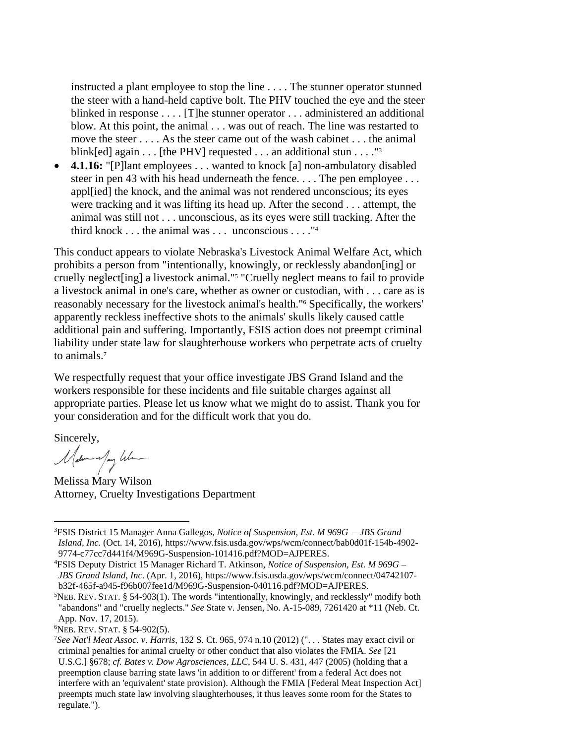instructed a plant employee to stop the line . . . . The stunner operator stunned the steer with a hand-held captive bolt. The PHV touched the eye and the steer blinked in response . . . . [T]he stunner operator . . . administered an additional blow. At this point, the animal . . . was out of reach. The line was restarted to move the steer . . . . As the steer came out of the wash cabinet . . . the animal blink[ed] again . . . [the PHV] requested . . . an additional stun . . . ."[3]

- **4.1.16:** "[P]lant employees . . . wanted to knock [a] non-ambulatory disabled steer in pen 43 with his head underneath the fence. . . . The pen employee . . . appl[ied] the knock, and the animal was not rendered unconscious; its eyes were tracking and it was lifting its head up. After the second . . . attempt, the animal was still not . . . unconscious, as its eyes were still tracking. After the third knock . . . the animal was . . . unconscious . . . ."[4]

This conduct appears to violate Nebraska's Livestock Animal Welfare Act, which prohibits a person from "intentionally, knowingly, or recklessly abandon[ing] or cruelly neglect[ing] a livestock animal."[5] "Cruelly neglect means to fail to provide a livestock animal in one's care, whether as owner or custodian, with . . . care as is reasonably necessary for the livestock animal's health."[6] Specifically, the workers' apparently reckless ineffective shots to the animals' skulls likely caused cattle additional pain and suffering. Importantly, FSIS action does not preempt criminal liability under state law for slaughterhouse workers who perpetrate acts of cruelty to animals.[7]

We respectfully request that your office investigate JBS Grand Island and the workers responsible for these incidents and file suitable charges against all appropriate parties. Please let us know what we might do to assist. Thank you for your consideration and for the difficult work that you do.

Sincerely,

Melissa Mary Wilson
Attorney, Cruelty Investigations Department

---

[3] FSIS District 15 Manager Anna Gallegos, *Notice of Suspension, Est. M 969G – JBS Grand Island, Inc.* (Oct. 14, 2016), https://www.fsis.usda.gov/wps/wcm/connect/bab0d01f-154b-4902-9774-c77cc7d441f4/M969G-Suspension-101416.pdf?MOD=AJPERES.

[4] FSIS Deputy District 15 Manager Richard T. Atkinson, *Notice of Suspension, Est. M 969G – JBS Grand Island, Inc.* (Apr. 1, 2016), https://www.fsis.usda.gov/wps/wcm/connect/04742107-b32f-465f-a945-f96b007fee1d/M969G-Suspension-040116.pdf?MOD=AJPERES.

[5] NEB. REV. STAT. § 54-903(1). The words "intentionally, knowingly, and recklessly" modify both "abandons" and "cruelly neglects." *See* State v. Jensen, No. A-15-089, 7261420 at *11 (Neb. Ct. App. Nov. 17, 2015).

[6] NEB. REV. STAT. § 54-902(5).

[7] *See Nat'l Meat Assoc. v. Harris*, 132 S. Ct. 965, 974 n.10 (2012) (". . . States may exact civil or criminal penalties for animal cruelty or other conduct that also violates the FMIA. *See* [21 U.S.C.] §678; *cf. Bates v. Dow Agrosciences, LLC*, 544 U. S. 431, 447 (2005) (holding that a preemption clause barring state laws 'in addition to or different' from a federal Act does not interfere with an 'equivalent' state provision). Although the FMIA [Federal Meat Inspection Act] preempts much state law involving slaughterhouses, it thus leaves some room for the States to regulate.").